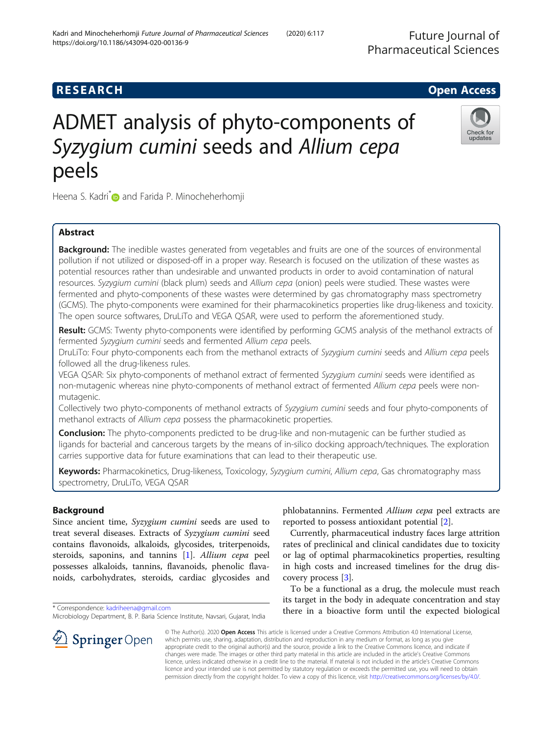**RESEARCH** **Open Access**

# ADMET analysis of phyto-components of *Syzygium cumini* seeds and *Allium cepa* peels

Heena S. Kadri* and Farida P. Minocheherhomji

## Abstract

**Background:** The inedible wastes generated from vegetables and fruits are one of the sources of environmental pollution if not utilized or disposed-off in a proper way. Research is focused on the utilization of these wastes as potential resources rather than undesirable and unwanted products in order to avoid contamination of natural resources. *Syzygium cumini* (black plum) seeds and *Allium cepa* (onion) peels were studied. These wastes were fermented and phyto-components of these wastes were determined by gas chromatography mass spectrometry (GCMS). The phyto-components were examined for their pharmacokinetics properties like drug-likeness and toxicity. The open source softwares, DruLiTo and VEGA QSAR, were used to perform the aforementioned study.

**Result:** GCMS: Twenty phyto-components were identified by performing GCMS analysis of the methanol extracts of fermented *Syzygium cumini* seeds and fermented *Allium cepa* peels.

DruLiTo: Four phyto-components each from the methanol extracts of *Syzygium cumini* seeds and *Allium cepa* peels followed all the drug-likeness rules.

VEGA QSAR: Six phyto-components of methanol extract of fermented *Syzygium cumini* seeds were identified as non-mutagenic whereas nine phyto-components of methanol extract of fermented *Allium cepa* peels were non-mutagenic.

Collectively two phyto-components of methanol extracts of *Syzygium cumini* seeds and four phyto-components of methanol extracts of *Allium cepa* possess the pharmacokinetic properties.

**Conclusion:** The phyto-components predicted to be drug-like and non-mutagenic can be further studied as ligands for bacterial and cancerous targets by the means of in-silico docking approach/techniques. The exploration carries supportive data for future examinations that can lead to their therapeutic use.

**Keywords:** Pharmacokinetics, Drug-likeness, Toxicology, *Syzygium cumini*, *Allium cepa*, Gas chromatography mass spectrometry, DruLiTo, VEGA QSAR

## Background

Since ancient time, *Syzygium cumini* seeds are used to treat several diseases. Extracts of *Syzygium cumini* seed contains flavonoids, alkaloids, glycosides, triterpenoids, steroids, saponins, and tannins [1]. *Allium cepa* peel possesses alkaloids, tannins, flavanoids, phenolic flavanoids, carbohydrates, steroids, cardiac glycosides and phlobatannins. Fermented *Allium cepa* peel extracts are reported to possess antioxidant potential [2].

Currently, pharmaceutical industry faces large attrition rates of preclinical and clinical candidates due to toxicity or lag of optimal pharmacokinetics properties, resulting in high costs and increased timelines for the drug discovery process [3].

To be a functional as a drug, the molecule must reach its target in the body in adequate concentration and stay there in a bioactive form until the expected biological

\* Correspondence: kadriheena@gmail.com
Microbiology Department, B. P. Baria Science Institute, Navsari, Gujarat, India

© The Author(s). 2020 **Open Access** This article is licensed under a Creative Commons Attribution 4.0 International License, which permits use, sharing, adaptation, distribution and reproduction in any medium or format, as long as you give appropriate credit to the original author(s) and the source, provide a link to the Creative Commons licence, and indicate if changes were made. The images or other third party material in this article are included in the article's Creative Commons licence, unless indicated otherwise in a credit line to the material. If material is not included in the article's Creative Commons licence and your intended use is not permitted by statutory regulation or exceeds the permitted use, you will need to obtain permission directly from the copyright holder. To view a copy of this licence, visit http://creativecommons.org/licenses/by/4.0/.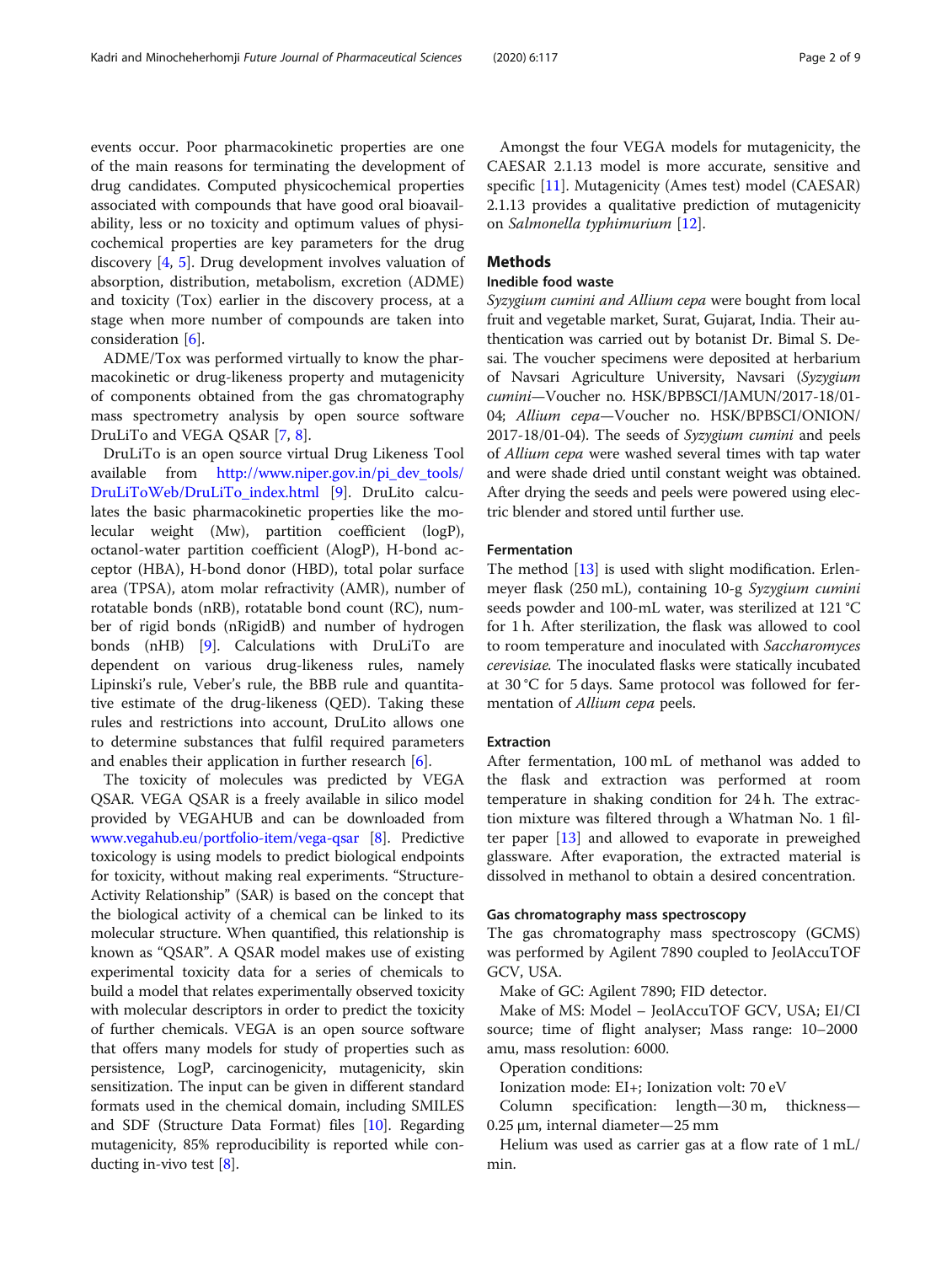events occur. Poor pharmacokinetic properties are one of the main reasons for terminating the development of drug candidates. Computed physicochemical properties associated with compounds that have good oral bioavailability, less or no toxicity and optimum values of physicochemical properties are key parameters for the drug discovery [4, 5]. Drug development involves valuation of absorption, distribution, metabolism, excretion (ADME) and toxicity (Tox) earlier in the discovery process, at a stage when more number of compounds are taken into consideration [6].

ADME/Tox was performed virtually to know the pharmacokinetic or drug-likeness property and mutagenicity of components obtained from the gas chromatography mass spectrometry analysis by open source software DruLiTo and VEGA QSAR [7, 8].

DruLiTo is an open source virtual Drug Likeness Tool available from http://www.niper.gov.in/pi_dev_tools/DruLiToWeb/DruLiTo_index.html [9]. DruLito calculates the basic pharmacokinetic properties like the molecular weight (Mw), partition coefficient (logP), octanol-water partition coefficient (AlogP), H-bond acceptor (HBA), H-bond donor (HBD), total polar surface area (TPSA), atom molar refractivity (AMR), number of rotatable bonds (nRB), rotatable bond count (RC), number of rigid bonds (nRigidB) and number of hydrogen bonds (nHB) [9]. Calculations with DruLiTo are dependent on various drug-likeness rules, namely Lipinski's rule, Veber's rule, the BBB rule and quantitative estimate of the drug-likeness (QED). Taking these rules and restrictions into account, DruLito allows one to determine substances that fulfil required parameters and enables their application in further research [6].

The toxicity of molecules was predicted by VEGA QSAR. VEGA QSAR is a freely available in silico model provided by VEGAHUB and can be downloaded from www.vegahub.eu/portfolio-item/vega-qsar [8]. Predictive toxicology is using models to predict biological endpoints for toxicity, without making real experiments. "Structure-Activity Relationship" (SAR) is based on the concept that the biological activity of a chemical can be linked to its molecular structure. When quantified, this relationship is known as "QSAR". A QSAR model makes use of existing experimental toxicity data for a series of chemicals to build a model that relates experimentally observed toxicity with molecular descriptors in order to predict the toxicity of further chemicals. VEGA is an open source software that offers many models for study of properties such as persistence, LogP, carcinogenicity, mutagenicity, skin sensitization. The input can be given in different standard formats used in the chemical domain, including SMILES and SDF (Structure Data Format) files [10]. Regarding mutagenicity, 85% reproducibility is reported while conducting in-vivo test [8].

Amongst the four VEGA models for mutagenicity, the CAESAR 2.1.13 model is more accurate, sensitive and specific [11]. Mutagenicity (Ames test) model (CAESAR) 2.1.13 provides a qualitative prediction of mutagenicity on *Salmonella typhimurium* [12].

## Methods

### Inedible food waste

*Syzygium cumini and Allium cepa* were bought from local fruit and vegetable market, Surat, Gujarat, India. Their authentication was carried out by botanist Dr. Bimal S. Desai. The voucher specimens were deposited at herbarium of Navsari Agriculture University, Navsari (*Syzygium cumini*—Voucher no. HSK/BPBSCI/JAMUN/2017-18/01-04; *Allium cepa*—Voucher no. HSK/BPBSCI/ONION/2017-18/01-04). The seeds of *Syzygium cumini* and peels of *Allium cepa* were washed several times with tap water and were shade dried until constant weight was obtained. After drying the seeds and peels were powered using electric blender and stored until further use.

### Fermentation

The method [13] is used with slight modification. Erlenmeyer flask (250 mL), containing 10-g *Syzygium cumini* seeds powder and 100-mL water, was sterilized at 121 °C for 1 h. After sterilization, the flask was allowed to cool to room temperature and inoculated with *Saccharomyces cerevisiae.* The inoculated flasks were statically incubated at 30 °C for 5 days. Same protocol was followed for fermentation of *Allium cepa* peels.

### Extraction

After fermentation, 100 mL of methanol was added to the flask and extraction was performed at room temperature in shaking condition for 24 h. The extraction mixture was filtered through a Whatman No. 1 filter paper [13] and allowed to evaporate in preweighed glassware. After evaporation, the extracted material is dissolved in methanol to obtain a desired concentration.

### Gas chromatography mass spectroscopy

The gas chromatography mass spectroscopy (GCMS) was performed by Agilent 7890 coupled to JeolAccuTOF GCV, USA.

Make of GC: Agilent 7890; FID detector.

Make of MS: Model – JeolAccuTOF GCV, USA; EI/CI source; time of flight analyser; Mass range: 10–2000 amu, mass resolution: 6000.

Operation conditions:

Ionization mode: EI+; Ionization volt: 70 eV

Column specification: length—30 m, thickness—0.25 μm, internal diameter—25 mm

Helium was used as carrier gas at a flow rate of 1 mL/min.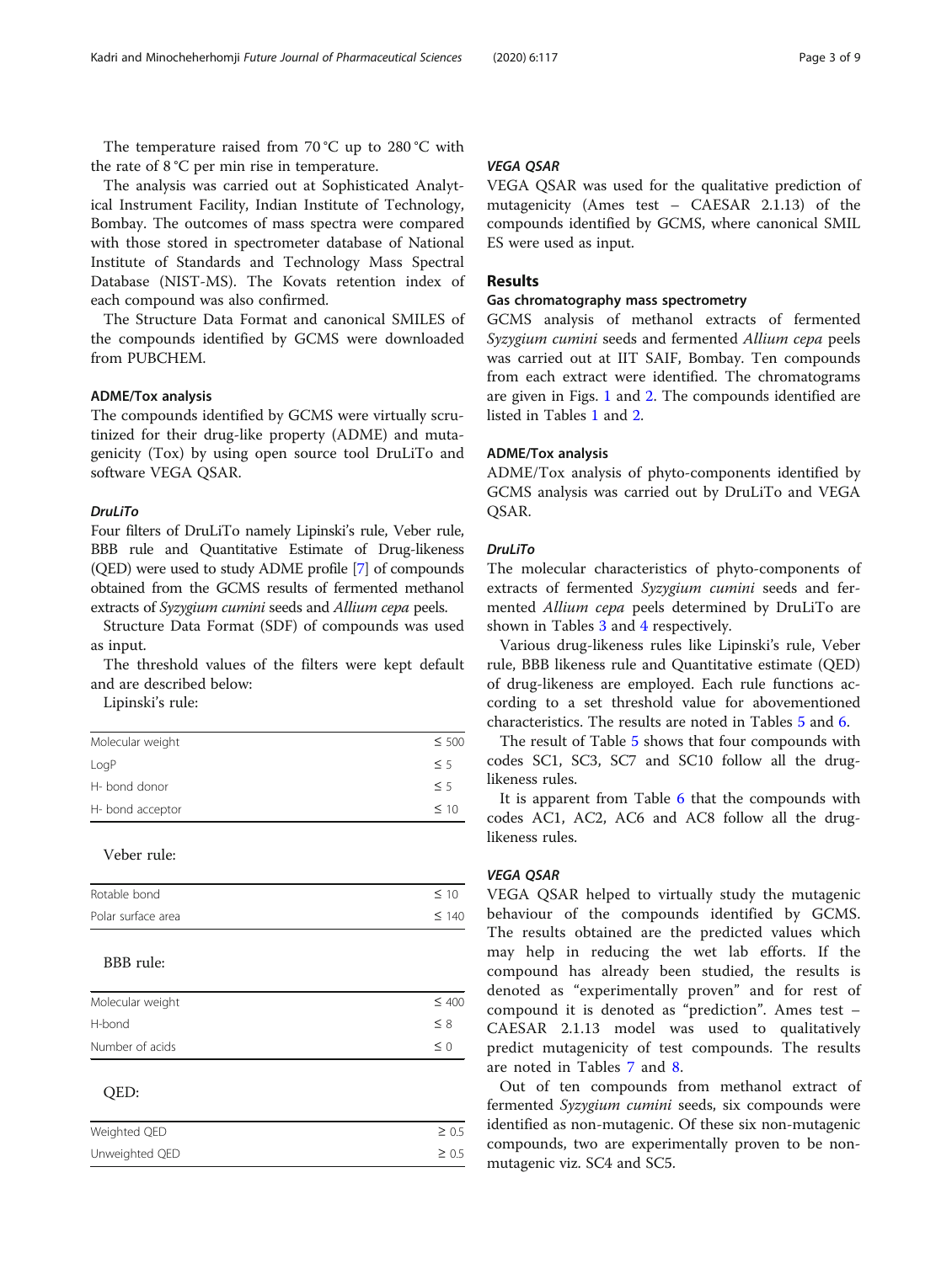The temperature raised from 70 °C up to 280 °C with the rate of 8 °C per min rise in temperature.

The analysis was carried out at Sophisticated Analytical Instrument Facility, Indian Institute of Technology, Bombay. The outcomes of mass spectra were compared with those stored in spectrometer database of National Institute of Standards and Technology Mass Spectral Database (NIST-MS). The Kovats retention index of each compound was also confirmed.

The Structure Data Format and canonical SMILES of the compounds identified by GCMS were downloaded from PUBCHEM.

### ADME/Tox analysis

The compounds identified by GCMS were virtually scrutinized for their drug-like property (ADME) and mutagenicity (Tox) by using open source tool DruLiTo and software VEGA QSAR.

#### *DruLiTo*

Four filters of DruLiTo namely Lipinski's rule, Veber rule, BBB rule and Quantitative Estimate of Drug-likeness (QED) were used to study ADME profile [7] of compounds obtained from the GCMS results of fermented methanol extracts of *Syzygium cumini* seeds and *Allium cepa* peels.

Structure Data Format (SDF) of compounds was used as input.

The threshold values of the filters were kept default and are described below:

Lipinski's rule:

| | |
|---|---|
| Molecular weight | ≤ 500 |
| LogP | ≤ 5 |
| H- bond donor | ≤ 5 |
| H- bond acceptor | ≤ 10 |

Veber rule:

| | |
|---|---|
| Rotable bond | ≤ 10 |
| Polar surface area | ≤ 140 |

BBB rule:

| | |
|---|---|
| Molecular weight | ≤ 400 |
| H-bond | ≤ 8 |
| Number of acids | ≤ 0 |

QED:

| | |
|---|---|
| Weighted QED | ≥ 0.5 |
| Unweighted QED | ≥ 0.5 |

#### *VEGA QSAR*

VEGA QSAR was used for the qualitative prediction of mutagenicity (Ames test – CAESAR 2.1.13) of the compounds identified by GCMS, where canonical SMILES were used as input.

## Results

### Gas chromatography mass spectrometry

GCMS analysis of methanol extracts of fermented *Syzygium cumini* seeds and fermented *Allium cepa* peels was carried out at IIT SAIF, Bombay. Ten compounds from each extract were identified. The chromatograms are given in Figs. 1 and 2. The compounds identified are listed in Tables 1 and 2.

### ADME/Tox analysis

ADME/Tox analysis of phyto-components identified by GCMS analysis was carried out by DruLiTo and VEGA QSAR.

#### *DruLiTo*

The molecular characteristics of phyto-components of extracts of fermented *Syzygium cumini* seeds and fermented *Allium cepa* peels determined by DruLiTo are shown in Tables 3 and 4 respectively.

Various drug-likeness rules like Lipinski's rule, Veber rule, BBB likeness rule and Quantitative estimate (QED) of drug-likeness are employed. Each rule functions according to a set threshold value for abovementioned characteristics. The results are noted in Tables 5 and 6.

The result of Table 5 shows that four compounds with codes SC1, SC3, SC7 and SC10 follow all the drug-likeness rules.

It is apparent from Table 6 that the compounds with codes AC1, AC2, AC6 and AC8 follow all the drug-likeness rules.

#### *VEGA QSAR*

VEGA QSAR helped to virtually study the mutagenic behaviour of the compounds identified by GCMS. The results obtained are the predicted values which may help in reducing the wet lab efforts. If the compound has already been studied, the results is denoted as "experimentally proven" and for rest of compound it is denoted as "prediction". Ames test – CAESAR 2.1.13 model was used to qualitatively predict mutagenicity of test compounds. The results are noted in Tables 7 and 8.

Out of ten compounds from methanol extract of fermented *Syzygium cumini* seeds, six compounds were identified as non-mutagenic. Of these six non-mutagenic compounds, two are experimentally proven to be non-mutagenic viz. SC4 and SC5.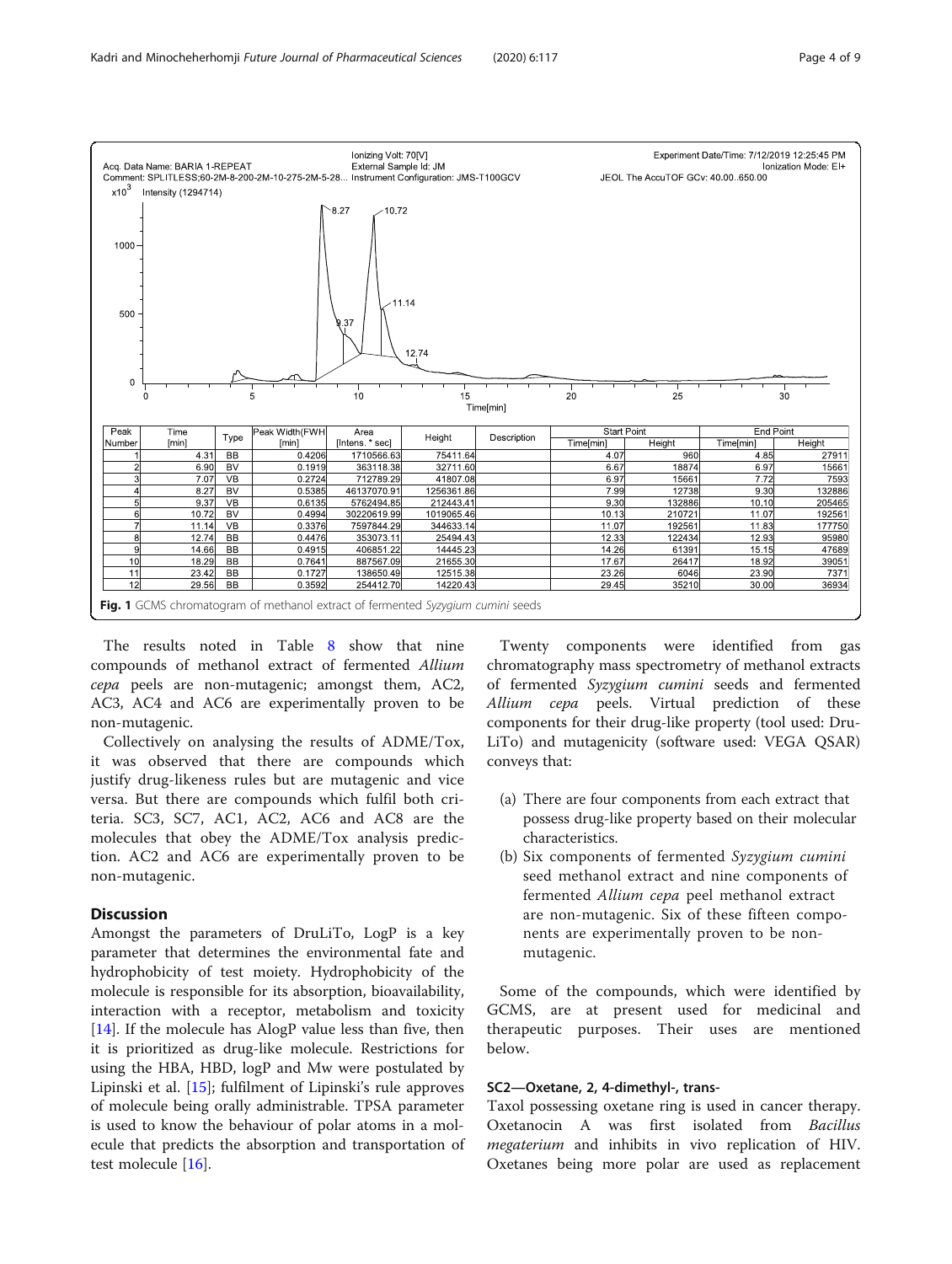| Peak Number | Time [min] | Type | Peak Width(FWHM) [min] | Area [Intens. * sec] | Height | Description | Start Point |  | End Point |  |
|---|---|---|---|---|---|---|---|---|---|---|
|  |  |  |  |  |  |  | Time[min] | Height | Time[min] | Height |
| 1 | 4.31 | BB | 0.4206 | 1710566.63 | 75411.64 |  | 4.07 | 960 | 4.85 | 27911 |
| 2 | 6.90 | BV | 0.1919 | 363118.38 | 32711.60 |  | 6.67 | 18874 | 6.97 | 15661 |
| 3 | 7.07 | VB | 0.2724 | 712789.29 | 41807.08 |  | 6.97 | 15661 | 7.72 | 7593 |
| 4 | 8.27 | BV | 0.5385 | 46137070.91 | 1256361.86 |  | 7.99 | 12738 | 9.30 | 132886 |
| 5 | 9.37 | VB | 0.6135 | 5762494.85 | 212443.41 |  | 9.30 | 132886 | 10.10 | 205465 |
| 6 | 10.72 | BV | 0.4994 | 30220619.99 | 1019065.46 |  | 10.13 | 210721 | 11.07 | 192561 |
| 7 | 11.14 | VB | 0.3376 | 7597844.29 | 344633.14 |  | 11.07 | 192561 | 11.83 | 177750 |
| 8 | 12.74 | BB | 0.4476 | 353073.11 | 25494.43 |  | 12.33 | 122434 | 12.93 | 95980 |
| 9 | 14.66 | BB | 0.4915 | 406851.22 | 14445.23 |  | 14.26 | 61391 | 15.15 | 47689 |
| 10 | 18.29 | BB | 0.7641 | 887567.09 | 21655.30 |  | 17.67 | 26417 | 18.92 | 39051 |
| 11 | 23.42 | BB | 0.1727 | 138650.49 | 12515.38 |  | 23.26 | 6046 | 23.90 | 7371 |
| 12 | 29.56 | BB | 0.3592 | 254412.70 | 14220.43 |  | 29.45 | 35210 | 30.00 | 36934 |

**Fig. 1** GCMS chromatogram of methanol extract of fermented *Syzygium cumini* seeds

The results noted in Table 8 show that nine compounds of methanol extract of fermented *Allium cepa* peels are non-mutagenic; amongst them, AC2, AC3, AC4 and AC6 are experimentally proven to be non-mutagenic.

Collectively on analysing the results of ADME/Tox, it was observed that there are compounds which justify drug-likeness rules but are mutagenic and vice versa. But there are compounds which fulfil both criteria. SC3, SC7, AC1, AC2, AC6 and AC8 are the molecules that obey the ADME/Tox analysis prediction. AC2 and AC6 are experimentally proven to be non-mutagenic.

## Discussion

Amongst the parameters of DruLiTo, LogP is a key parameter that determines the environmental fate and hydrophobicity of test moiety. Hydrophobicity of the molecule is responsible for its absorption, bioavailability, interaction with a receptor, metabolism and toxicity [14]. If the molecule has AlogP value less than five, then it is prioritized as drug-like molecule. Restrictions for using the HBA, HBD, logP and Mw were postulated by Lipinski et al. [15]; fulfilment of Lipinski's rule approves of molecule being orally administrable. TPSA parameter is used to know the behaviour of polar atoms in a molecule that predicts the absorption and transportation of test molecule [16].

Twenty components were identified from gas chromatography mass spectrometry of methanol extracts of fermented *Syzygium cumini* seeds and fermented *Allium cepa* peels. Virtual prediction of these components for their drug-like property (tool used: DruLiTo) and mutagenicity (software used: VEGA QSAR) conveys that:

(a) There are four components from each extract that possess drug-like property based on their molecular characteristics.
(b) Six components of fermented *Syzygium cumini* seed methanol extract and nine components of fermented *Allium cepa* peel methanol extract are non-mutagenic. Six of these fifteen components are experimentally proven to be non-mutagenic.

Some of the compounds, which were identified by GCMS, are at present used for medicinal and therapeutic purposes. Their uses are mentioned below.

### SC2—Oxetane, 2, 4-dimethyl-, trans-

Taxol possessing oxetane ring is used in cancer therapy. Oxetanocin A was first isolated from *Bacillus megaterium* and inhibits in vivo replication of HIV. Oxetanes being more polar are used as replacement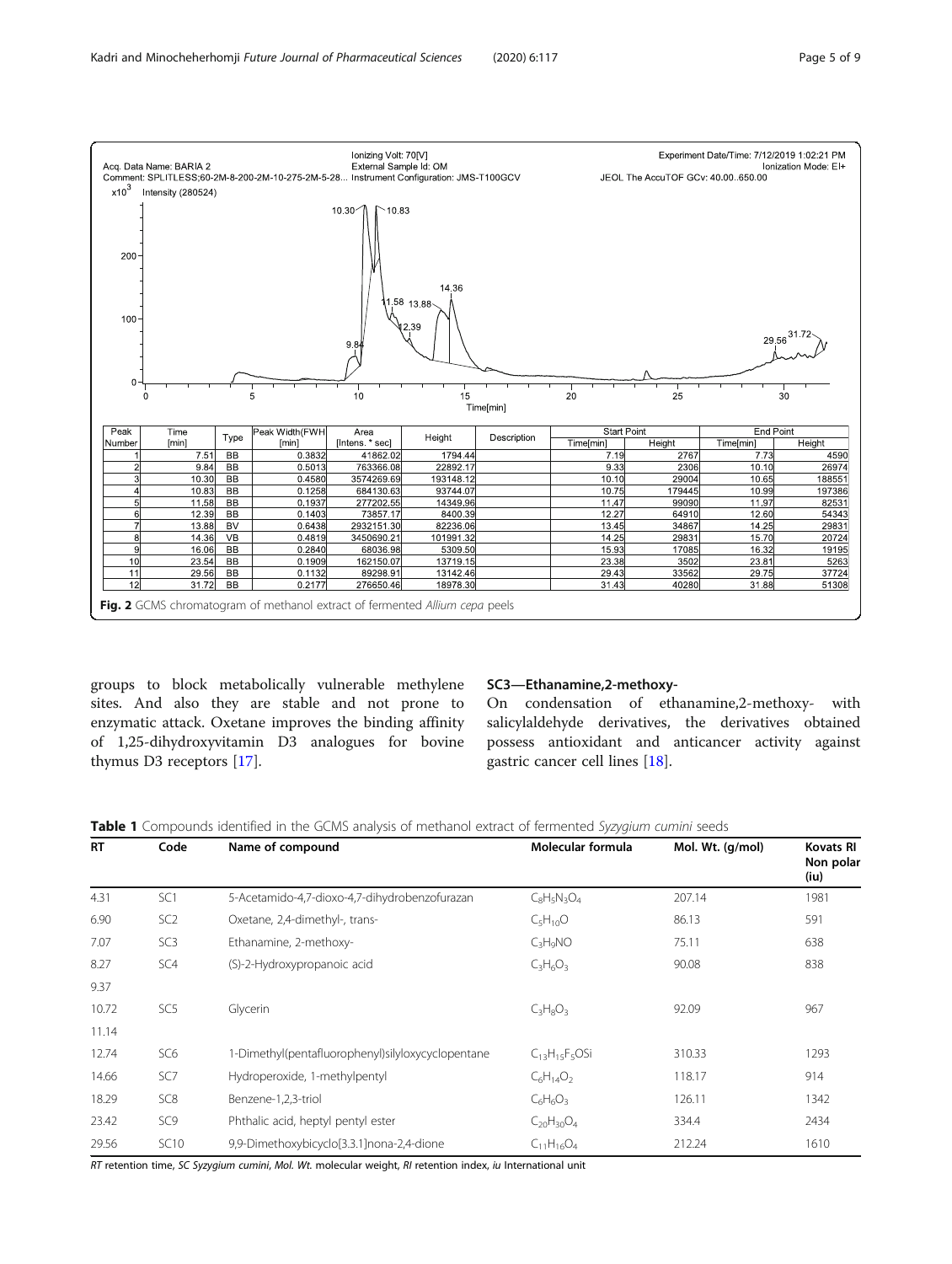| Peak Number | Time [min] | Type | Peak Width(FWH [min] | Area [Intens. * sec] | Height | Description | Start Point Time[min] | Start Point Height | End Point Time[min] | End Point Height |
|---|---|---|---|---|---|---|---|---|---|---|
| 1 | 7.51 | BB | 0.3832 | 41862.02 | 1794.44 | | 7.19 | 2767 | 7.73 | 4590 |
| 2 | 9.84 | BB | 0.5013 | 763366.08 | 22892.17 | | 9.33 | 2306 | 10.10 | 26974 |
| 3 | 10.30 | BB | 0.4580 | 3574269.69 | 193148.12 | | 10.10 | 29004 | 10.65 | 188551 |
| 4 | 10.83 | BB | 0.1258 | 684130.63 | 93744.07 | | 10.75 | 179445 | 10.99 | 197386 |
| 5 | 11.58 | BB | 0.1937 | 277202.55 | 14349.96 | | 11.47 | 99090 | 11.97 | 82531 |
| 6 | 12.39 | BB | 0.1403 | 73857.17 | 8400.39 | | 12.27 | 64910 | 12.60 | 54343 |
| 7 | 13.88 | BV | 0.6438 | 2932151.30 | 82236.06 | | 13.45 | 34867 | 14.25 | 29831 |
| 8 | 14.36 | VB | 0.4819 | 3450690.21 | 101991.32 | | 14.25 | 29831 | 15.70 | 20724 |
| 9 | 16.06 | BB | 0.2840 | 68036.98 | 5309.50 | | 15.93 | 17085 | 16.32 | 19195 |
| 10 | 23.54 | BB | 0.1909 | 162150.07 | 13719.15 | | 23.38 | 3502 | 23.81 | 5263 |
| 11 | 29.56 | BB | 0.1132 | 89298.91 | 13142.46 | | 29.43 | 33562 | 29.75 | 37724 |
| 12 | 31.72 | BB | 0.2177 | 276650.46 | 18978.30 | | 31.43 | 40280 | 31.88 | 51308 |

**Fig. 2** GCMS chromatogram of methanol extract of fermented *Allium cepa* peels

groups to block metabolically vulnerable methylene sites. And also they are stable and not prone to enzymatic attack. Oxetane improves the binding affinity of 1,25-dihydroxyvitamin D3 analogues for bovine thymus D3 receptors [17].

### SC3—Ethanamine,2-methoxy-

On condensation of ethanamine,2-methoxy- with salicylaldehyde derivatives, the derivatives obtained possess antioxidant and anticancer activity against gastric cancer cell lines [18].

**Table 1** Compounds identified in the GCMS analysis of methanol extract of fermented *Syzygium cumini* seeds

| RT | Code | Name of compound | Molecular formula | Mol. Wt. (g/mol) | Kovats RI Non polar (iu) |
|---|---|---|---|---|---|
| 4.31 | SC1 | 5-Acetamido-4,7-dioxo-4,7-dihydrobenzofurazan | $C_8H_5N_3O_4$ | 207.14 | 1981 |
| 6.90 | SC2 | Oxetane, 2,4-dimethyl-, trans- | $C_5H_{10}O$ | 86.13 | 591 |
| 7.07 | SC3 | Ethanamine, 2-methoxy- | $C_3H_9NO$ | 75.11 | 638 |
| 8.27 | SC4 | (S)-2-Hydroxypropanoic acid | $C_3H_6O_3$ | 90.08 | 838 |
| 9.37 | | | | | |
| 10.72 | SC5 | Glycerin | $C_3H_8O_3$ | 92.09 | 967 |
| 11.14 | | | | | |
| 12.74 | SC6 | 1-Dimethyl(pentafluorophenyl)silyloxycyclopentane | $C_{13}H_{15}F_5OSi$ | 310.33 | 1293 |
| 14.66 | SC7 | Hydroperoxide, 1-methylpentyl | $C_6H_{14}O_2$ | 118.17 | 914 |
| 18.29 | SC8 | Benzene-1,2,3-triol | $C_6H_6O_3$ | 126.11 | 1342 |
| 23.42 | SC9 | Phthalic acid, heptyl pentyl ester | $C_{20}H_{30}O_4$ | 334.4 | 2434 |
| 29.56 | SC10 | 9,9-Dimethoxybicyclo[3.3.1]nona-2,4-dione | $C_{11}H_{16}O_4$ | 212.24 | 1610 |

*RT* retention time, *SC Syzygium cumini*, *Mol. Wt.* molecular weight, *RI* retention index, *iu* International unit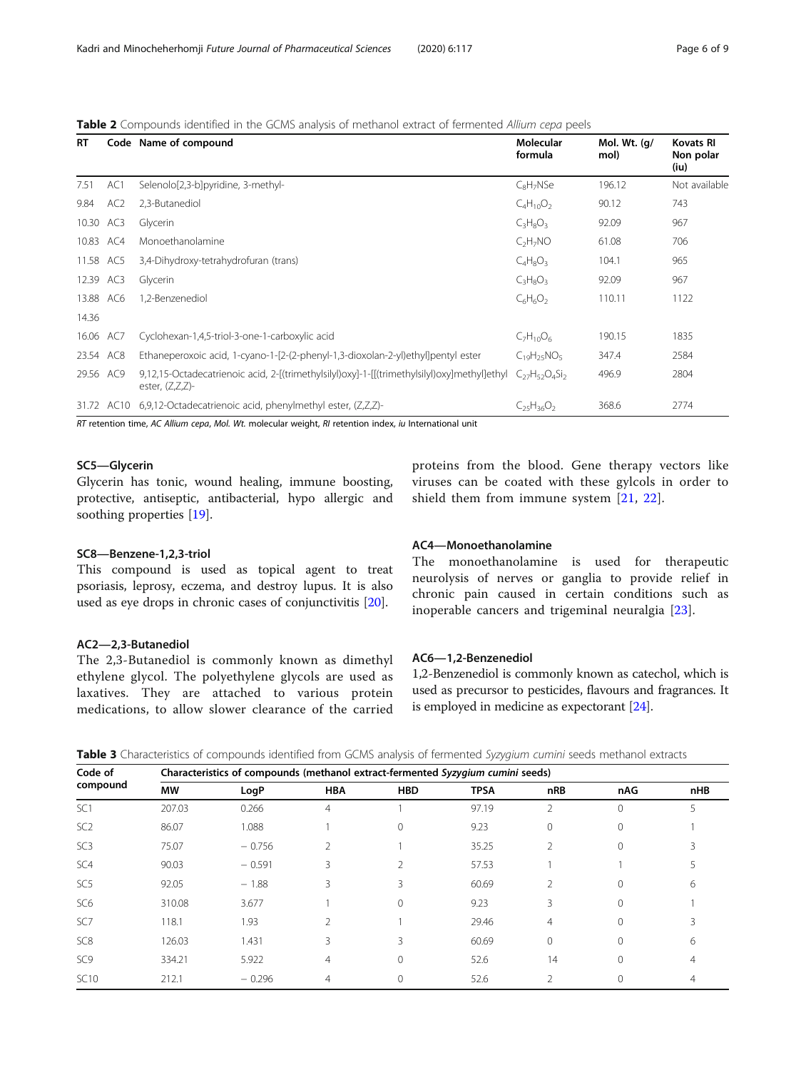**Table 2** Compounds identified in the GCMS analysis of methanol extract of fermented *Allium cepa* peels

| RT | Code | Name of compound | Molecular formula | Mol. Wt. (g/mol) | Kovats RI Non polar (iu) |
|---|---|---|---|---|---|
| 7.51 | AC1 | Selenolo[2,3-b]pyridine, 3-methyl- | $C_8H_7NSe$ | 196.12 | Not available |
| 9.84 | AC2 | 2,3-Butanediol | $C_4H_{10}O_2$ | 90.12 | 743 |
| 10.30 | AC3 | Glycerin | $C_3H_8O_3$ | 92.09 | 967 |
| 10.83 | AC4 | Monoethanolamine | $C_2H_7NO$ | 61.08 | 706 |
| 11.58 | AC5 | 3,4-Dihydroxy-tetrahydrofuran (trans) | $C_4H_8O_3$ | 104.1 | 965 |
| 12.39 | AC3 | Glycerin | $C_3H_8O_3$ | 92.09 | 967 |
| 13.88 | AC6 | 1,2-Benzenediol | $C_6H_6O_2$ | 110.11 | 1122 |
| 14.36 | | | | | |
| 16.06 | AC7 | Cyclohexan-1,4,5-triol-3-one-1-carboxylic acid | $C_7H_{10}O_6$ | 190.15 | 1835 |
| 23.54 | AC8 | Ethaneperoxoic acid, 1-cyano-1-[2-(2-phenyl-1,3-dioxolan-2-yl)ethyl]pentyl ester | $C_{19}H_{25}NO_5$ | 347.4 | 2584 |
| 29.56 | AC9 | 9,12,15-Octadecatrienoic acid, 2-[(trimethylsilyl)oxy]-1-[[(trimethylsilyl)oxy]methyl]ethyl ester, (Z,Z,Z)- | $C_{27}H_{52}O_4Si_2$ | 496.9 | 2804 |
| 31.72 | AC10 | 6,9,12-Octadecatrienoic acid, phenylmethyl ester, (Z,Z,Z)- | $C_{25}H_{36}O_2$ | 368.6 | 2774 |

*RT* retention time, *AC Allium cepa*, *Mol. Wt.* molecular weight, *RI* retention index, *iu* International unit

### SC5—Glycerin

Glycerin has tonic, wound healing, immune boosting, protective, antiseptic, antibacterial, hypo allergic and soothing properties [19].

### SC8—Benzene-1,2,3-triol

This compound is used as topical agent to treat psoriasis, leprosy, eczema, and destroy lupus. It is also used as eye drops in chronic cases of conjunctivitis [20].

### AC2—2,3-Butanediol

The 2,3-Butanediol is commonly known as dimethyl ethylene glycol. The polyethylene glycols are used as laxatives. They are attached to various protein medications, to allow slower clearance of the carried proteins from the blood. Gene therapy vectors like viruses can be coated with these gylcols in order to shield them from immune system [21, 22].

### AC4—Monoethanolamine

The monoethanolamine is used for therapeutic neurolysis of nerves or ganglia to provide relief in chronic pain caused in certain conditions such as inoperable cancers and trigeminal neuralgia [23].

### AC6—1,2-Benzenediol

1,2-Benzenediol is commonly known as catechol, which is used as precursor to pesticides, flavours and fragrances. It is employed in medicine as expectorant [24].

**Table 3** Characteristics of compounds identified from GCMS analysis of fermented *Syzygium cumini* seeds methanol extracts

| Code of compound | Characteristics of compounds (methanol extract-fermented *Syzygium cumini* seeds) | | | | | | | |
|---|---|---|---|---|---|---|---|---|
| | MW | LogP | HBA | HBD | TPSA | nRB | nAG | nHB |
| SC1 | 207.03 | 0.266 | 4 | 1 | 97.19 | 2 | 0 | 5 |
| SC2 | 86.07 | 1.088 | 1 | 0 | 9.23 | 0 | 0 | 1 |
| SC3 | 75.07 | − 0.756 | 2 | 1 | 35.25 | 2 | 0 | 3 |
| SC4 | 90.03 | − 0.591 | 3 | 2 | 57.53 | 1 | 1 | 5 |
| SC5 | 92.05 | − 1.88 | 3 | 3 | 60.69 | 2 | 0 | 6 |
| SC6 | 310.08 | 3.677 | 1 | 0 | 9.23 | 3 | 0 | 1 |
| SC7 | 118.1 | 1.93 | 2 | 1 | 29.46 | 4 | 0 | 3 |
| SC8 | 126.03 | 1.431 | 3 | 3 | 60.69 | 0 | 0 | 6 |
| SC9 | 334.21 | 5.922 | 4 | 0 | 52.6 | 14 | 0 | 4 |
| SC10 | 212.1 | − 0.296 | 4 | 0 | 52.6 | 2 | 0 | 4 |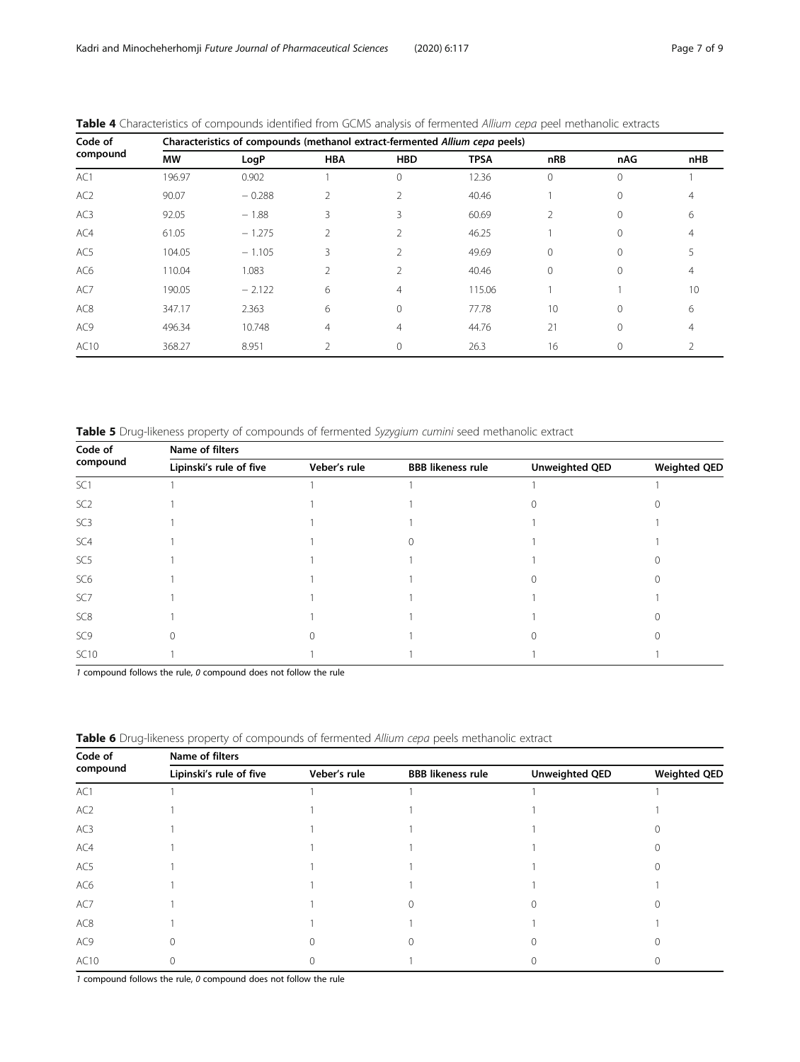**Table 4** Characteristics of compounds identified from GCMS analysis of fermented *Allium cepa* peel methanolic extracts

| Code of compound | Characteristics of compounds (methanol extract-fermented *Allium cepa* peels) | | | | | | | |
|---|---|---|---|---|---|---|---|---|
| | MW | LogP | HBA | HBD | TPSA | nRB | nAG | nHB |
| AC1 | 196.97 | 0.902 | 1 | 0 | 12.36 | 0 | 0 | 1 |
| AC2 | 90.07 | − 0.288 | 2 | 2 | 40.46 | 1 | 0 | 4 |
| AC3 | 92.05 | − 1.88 | 3 | 3 | 60.69 | 2 | 0 | 6 |
| AC4 | 61.05 | − 1.275 | 2 | 2 | 46.25 | 1 | 0 | 4 |
| AC5 | 104.05 | − 1.105 | 3 | 2 | 49.69 | 0 | 0 | 5 |
| AC6 | 110.04 | 1.083 | 2 | 2 | 40.46 | 0 | 0 | 4 |
| AC7 | 190.05 | − 2.122 | 6 | 4 | 115.06 | 1 | 1 | 10 |
| AC8 | 347.17 | 2.363 | 6 | 0 | 77.78 | 10 | 0 | 6 |
| AC9 | 496.34 | 10.748 | 4 | 4 | 44.76 | 21 | 0 | 4 |
| AC10 | 368.27 | 8.951 | 2 | 0 | 26.3 | 16 | 0 | 2 |

**Table 5** Drug-likeness property of compounds of fermented *Syzygium cumini* seed methanolic extract

| Code of compound | Name of filters | | | | |
|---|---|---|---|---|---|
| | Lipinski's rule of five | Veber's rule | BBB likeness rule | Unweighted QED | Weighted QED |
| SC1 | 1 | 1 | 1 | 1 | 1 |
| SC2 | 1 | 1 | 1 | 0 | 0 |
| SC3 | 1 | 1 | 1 | 1 | 1 |
| SC4 | 1 | 1 | 0 | 1 | 1 |
| SC5 | 1 | 1 | 1 | 1 | 0 |
| SC6 | 1 | 1 | 1 | 0 | 0 |
| SC7 | 1 | 1 | 1 | 1 | 1 |
| SC8 | 1 | 1 | 1 | 1 | 0 |
| SC9 | 0 | 0 | 1 | 0 | 0 |
| SC10 | 1 | 1 | 1 | 1 | 1 |

*1* compound follows the rule, *0* compound does not follow the rule

**Table 6** Drug-likeness property of compounds of fermented *Allium cepa* peels methanolic extract

| Code of compound | Name of filters | | | | |
|---|---|---|---|---|---|
| | Lipinski's rule of five | Veber's rule | BBB likeness rule | Unweighted QED | Weighted QED |
| AC1 | 1 | 1 | 1 | 1 | 1 |
| AC2 | 1 | 1 | 1 | 1 | 1 |
| AC3 | 1 | 1 | 1 | 1 | 0 |
| AC4 | 1 | 1 | 1 | 1 | 0 |
| AC5 | 1 | 1 | 1 | 1 | 0 |
| AC6 | 1 | 1 | 1 | 1 | 1 |
| AC7 | 1 | 1 | 0 | 0 | 0 |
| AC8 | 1 | 1 | 1 | 1 | 1 |
| AC9 | 0 | 0 | 0 | 0 | 0 |
| AC10 | 0 | 0 | 1 | 0 | 0 |

*1* compound follows the rule, *0* compound does not follow the rule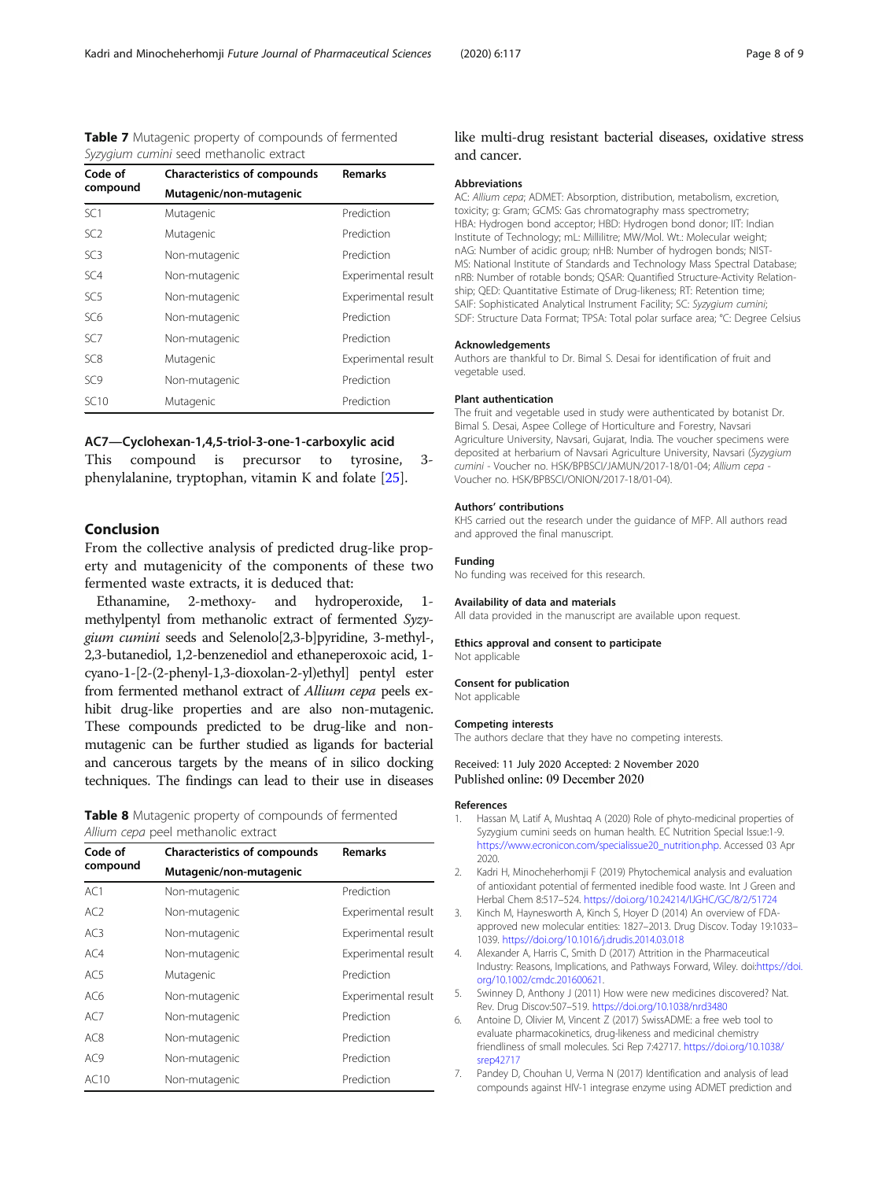**Table 7** Mutagenic property of compounds of fermented *Syzygium cumini* seed methanolic extract

| Code of compound | Characteristics of compounds Mutagenic/non-mutagenic | Remarks |
|---|---|---|
| SC1 | Mutagenic | Prediction |
| SC2 | Mutagenic | Prediction |
| SC3 | Non-mutagenic | Prediction |
| SC4 | Non-mutagenic | Experimental result |
| SC5 | Non-mutagenic | Experimental result |
| SC6 | Non-mutagenic | Prediction |
| SC7 | Non-mutagenic | Prediction |
| SC8 | Mutagenic | Experimental result |
| SC9 | Non-mutagenic | Prediction |
| SC10 | Mutagenic | Prediction |

### AC7—Cyclohexan-1,4,5-triol-3-one-1-carboxylic acid

This compound is precursor to tyrosine, 3-phenylalanine, tryptophan, vitamin K and folate [25].

## Conclusion

From the collective analysis of predicted drug-like property and mutagenicity of the components of these two fermented waste extracts, it is deduced that:

Ethanamine, 2-methoxy- and hydroperoxide, 1-methylpentyl from methanolic extract of fermented *Syzygium cumini* seeds and Selenolo[2,3-b]pyridine, 3-methyl-, 2,3-butanediol, 1,2-benzenediol and ethaneperoxoic acid, 1-cyano-1-[2-(2-phenyl-1,3-dioxolan-2-yl)ethyl] pentyl ester from fermented methanol extract of *Allium cepa* peels exhibit drug-like properties and are also non-mutagenic. These compounds predicted to be drug-like and non-mutagenic can be further studied as ligands for bacterial and cancerous targets by the means of in silico docking techniques. The findings can lead to their use in diseases like multi-drug resistant bacterial diseases, oxidative stress and cancer.

**Table 8** Mutagenic property of compounds of fermented *Allium cepa* peel methanolic extract

| Code of compound | Characteristics of compounds Mutagenic/non-mutagenic | Remarks |
|---|---|---|
| AC1 | Non-mutagenic | Prediction |
| AC2 | Non-mutagenic | Experimental result |
| AC3 | Non-mutagenic | Experimental result |
| AC4 | Non-mutagenic | Experimental result |
| AC5 | Mutagenic | Prediction |
| AC6 | Non-mutagenic | Experimental result |
| AC7 | Non-mutagenic | Prediction |
| AC8 | Non-mutagenic | Prediction |
| AC9 | Non-mutagenic | Prediction |
| AC10 | Non-mutagenic | Prediction |

#### Abbreviations

AC: *Allium cepa*; ADMET: Absorption, distribution, metabolism, excretion, toxicity; g: Gram; GCMS: Gas chromatography mass spectrometry; HBA: Hydrogen bond acceptor; HBD: Hydrogen bond donor; IIT: Indian Institute of Technology; mL: Millilitre; MW/Mol. Wt.: Molecular weight; nAG: Number of acidic group; nHB: Number of hydrogen bonds; NIST-MS: National Institute of Standards and Technology Mass Spectral Database; nRB: Number of rotable bonds; QSAR: Quantified Structure-Activity Relationship; QED: Quantitative Estimate of Drug-likeness; RT: Retention time; SAIF: Sophisticated Analytical Instrument Facility; SC: *Syzygium cumini*; SDF: Structure Data Format; TPSA: Total polar surface area; °C: Degree Celsius

#### Acknowledgements

Authors are thankful to Dr. Bimal S. Desai for identification of fruit and vegetable used.

#### Plant authentication

The fruit and vegetable used in study were authenticated by botanist Dr. Bimal S. Desai, Aspee College of Horticulture and Forestry, Navsari Agriculture University, Navsari, Gujarat, India. The voucher specimens were deposited at herbarium of Navsari Agriculture University, Navsari (*Syzygium cumini* - Voucher no. HSK/BPBSCI/JAMUN/2017-18/01-04; *Allium cepa* - Voucher no. HSK/BPBSCI/ONION/2017-18/01-04).

#### Authors' contributions

KHS carried out the research under the guidance of MFP. All authors read and approved the final manuscript.

#### Funding

No funding was received for this research.

#### Availability of data and materials

All data provided in the manuscript are available upon request.

#### Ethics approval and consent to participate

Not applicable

#### Consent for publication

Not applicable

#### Competing interests

The authors declare that they have no competing interests.

Received: 11 July 2020 Accepted: 2 November 2020
Published online: 09 December 2020

#### References

1. Hassan M, Latif A, Mushtaq A (2020) Role of phyto-medicinal properties of Syzygium cumini seeds on human health. EC Nutrition Special Issue:1-9. https://www.ecronicon.com/specialissue20_nutrition.php. Accessed 03 Apr 2020.
2. Kadri H, Minocheherhomji F (2019) Phytochemical analysis and evaluation of antioxidant potential of fermented inedible food waste. Int J Green and Herbal Chem 8:517–524. https://doi.org/10.24214/IJGHC/GC/8/2/51724
3. Kinch M, Haynesworth A, Kinch S, Hoyer D (2014) An overview of FDA-approved new molecular entities: 1827–2013. Drug Discov. Today 19:1033–1039. https://doi.org/10.1016/j.drudis.2014.03.018
4. Alexander A, Harris C, Smith D (2017) Attrition in the Pharmaceutical Industry: Reasons, Implications, and Pathways Forward, Wiley. doi:https://doi.org/10.1002/cmdc.201600621.
5. Swinney D, Anthony J (2011) How were new medicines discovered? Nat. Rev. Drug Discov:507–519. https://doi.org/10.1038/nrd3480
6. Antoine D, Olivier M, Vincent Z (2017) SwissADME: a free web tool to evaluate pharmacokinetics, drug-likeness and medicinal chemistry friendliness of small molecules. Sci Rep 7:42717. https://doi.org/10.1038/srep42717
7. Pandey D, Chouhan U, Verma N (2017) Identification and analysis of lead compounds against HIV-1 integrase enzyme using ADMET prediction and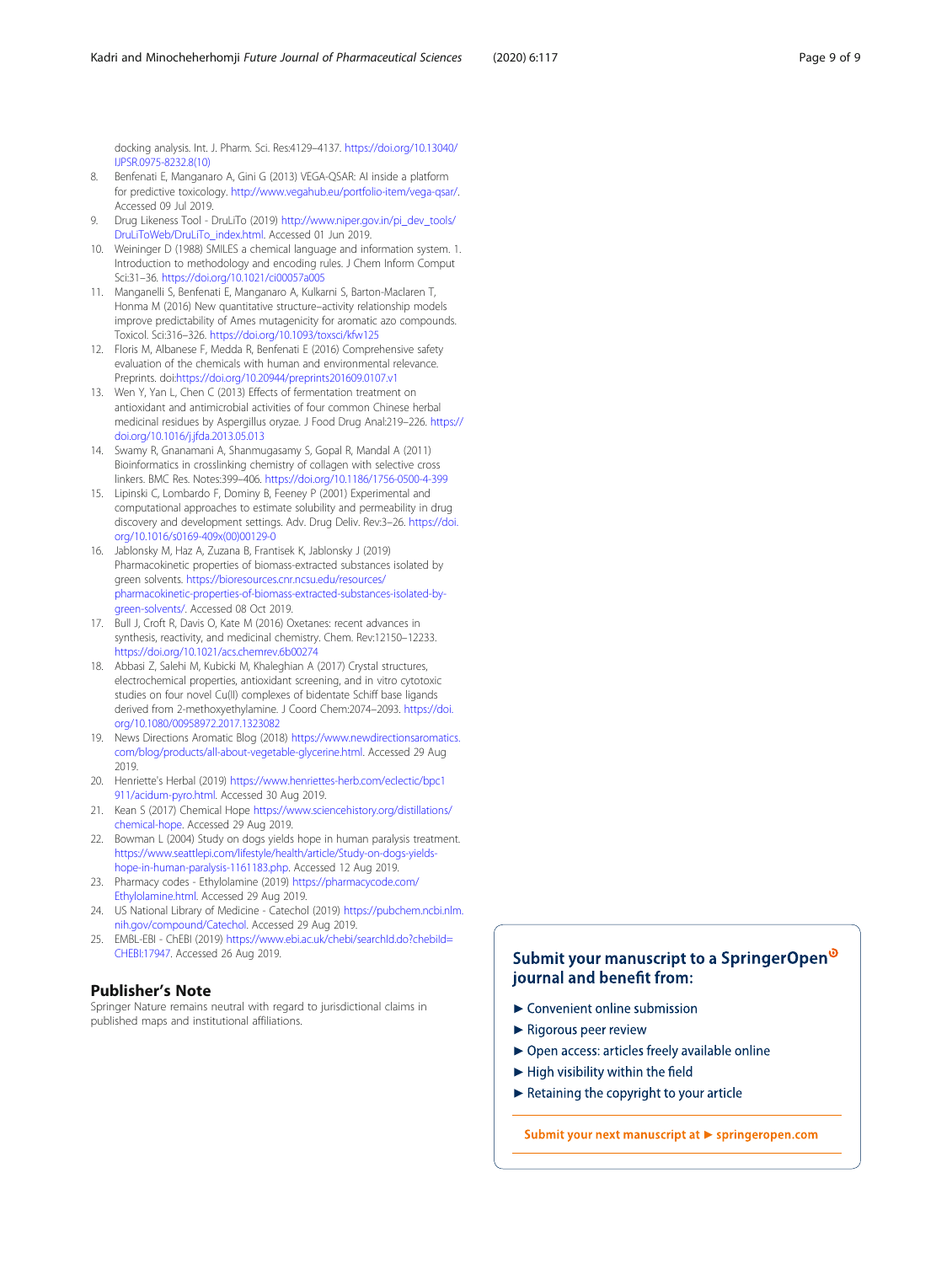docking analysis. Int. J. Pharm. Sci. Res:4129–4137. https://doi.org/10.13040/IJPSR.0975-8232.8(10)

8. Benfenati E, Manganaro A, Gini G (2013) VEGA-QSAR: AI inside a platform for predictive toxicology. http://www.vegahub.eu/portfolio-item/vega-qsar/. Accessed 09 Jul 2019.
9. Drug Likeness Tool - DruLiTo (2019) http://www.niper.gov.in/pi_dev_tools/DruLiToWeb/DruLiTo_index.html. Accessed 01 Jun 2019.
10. Weininger D (1988) SMILES a chemical language and information system. 1. Introduction to methodology and encoding rules. J Chem Inform Comput Sci:31–36. https://doi.org/10.1021/ci00057a005
11. Manganelli S, Benfenati E, Manganaro A, Kulkarni S, Barton-Maclaren T, Honma M (2016) New quantitative structure–activity relationship models improve predictability of Ames mutagenicity for aromatic azo compounds. Toxicol. Sci:316–326. https://doi.org/10.1093/toxsci/kfw125
12. Floris M, Albanese F, Medda R, Benfenati E (2016) Comprehensive safety evaluation of the chemicals with human and environmental relevance. Preprints. doi:https://doi.org/10.20944/preprints201609.0107.v1
13. Wen Y, Yan L, Chen C (2013) Effects of fermentation treatment on antioxidant and antimicrobial activities of four common Chinese herbal medicinal residues by Aspergillus oryzae. J Food Drug Anal:219–226. https://doi.org/10.1016/j.jfda.2013.05.013
14. Swamy R, Gnanamani A, Shanmugasamy S, Gopal R, Mandal A (2011) Bioinformatics in crosslinking chemistry of collagen with selective cross linkers. BMC Res. Notes:399–406. https://doi.org/10.1186/1756-0500-4-399
15. Lipinski C, Lombardo F, Dominy B, Feeney P (2001) Experimental and computational approaches to estimate solubility and permeability in drug discovery and development settings. Adv. Drug Deliv. Rev:3–26. https://doi.org/10.1016/s0169-409x(00)00129-0
16. Jablonsky M, Haz A, Zuzana B, Frantisek K, Jablonsky J (2019) Pharmacokinetic properties of biomass-extracted substances isolated by green solvents. https://bioresources.cnr.ncsu.edu/resources/pharmacokinetic-properties-of-biomass-extracted-substances-isolated-by-green-solvents/. Accessed 08 Oct 2019.
17. Bull J, Croft R, Davis O, Kate M (2016) Oxetanes: recent advances in synthesis, reactivity, and medicinal chemistry. Chem. Rev:12150–12233. https://doi.org/10.1021/acs.chemrev.6b00274
18. Abbasi Z, Salehi M, Kubicki M, Khaleghian A (2017) Crystal structures, electrochemical properties, antioxidant screening, and in vitro cytotoxic studies on four novel Cu(II) complexes of bidentate Schiff base ligands derived from 2-methoxyethylamine. J Coord Chem:2074–2093. https://doi.org/10.1080/00958972.2017.1323082
19. News Directions Aromatic Blog (2018) https://www.newdirectionsaromatics.com/blog/products/all-about-vegetable-glycerine.html. Accessed 29 Aug 2019.
20. Henriette's Herbal (2019) https://www.henriettes-herb.com/eclectic/bpc1911/acidum-pyro.html. Accessed 30 Aug 2019.
21. Kean S (2017) Chemical Hope https://www.sciencehistory.org/distillations/chemical-hope. Accessed 29 Aug 2019.
22. Bowman L (2004) Study on dogs yields hope in human paralysis treatment. https://www.seattlepi.com/lifestyle/health/article/Study-on-dogs-yields-hope-in-human-paralysis-1161183.php. Accessed 12 Aug 2019.
23. Pharmacy codes - Ethylolamine (2019) https://pharmacycode.com/Ethylolamine.html. Accessed 29 Aug 2019.
24. US National Library of Medicine - Catechol (2019) https://pubchem.ncbi.nlm.nih.gov/compound/Catechol. Accessed 29 Aug 2019.
25. EMBL-EBI - ChEBI (2019) https://www.ebi.ac.uk/chebi/searchId.do?chebiId=CHEBI:17947. Accessed 26 Aug 2019.

## Publisher's Note

Springer Nature remains neutral with regard to jurisdictional claims in published maps and institutional affiliations.

**Submit your manuscript to a SpringerOpen journal and benefit from:**

- ► Convenient online submission
- ► Rigorous peer review
- ► Open access: articles freely available online
- ► High visibility within the field
- ► Retaining the copyright to your article

Submit your next manuscript at ► springeropen.com